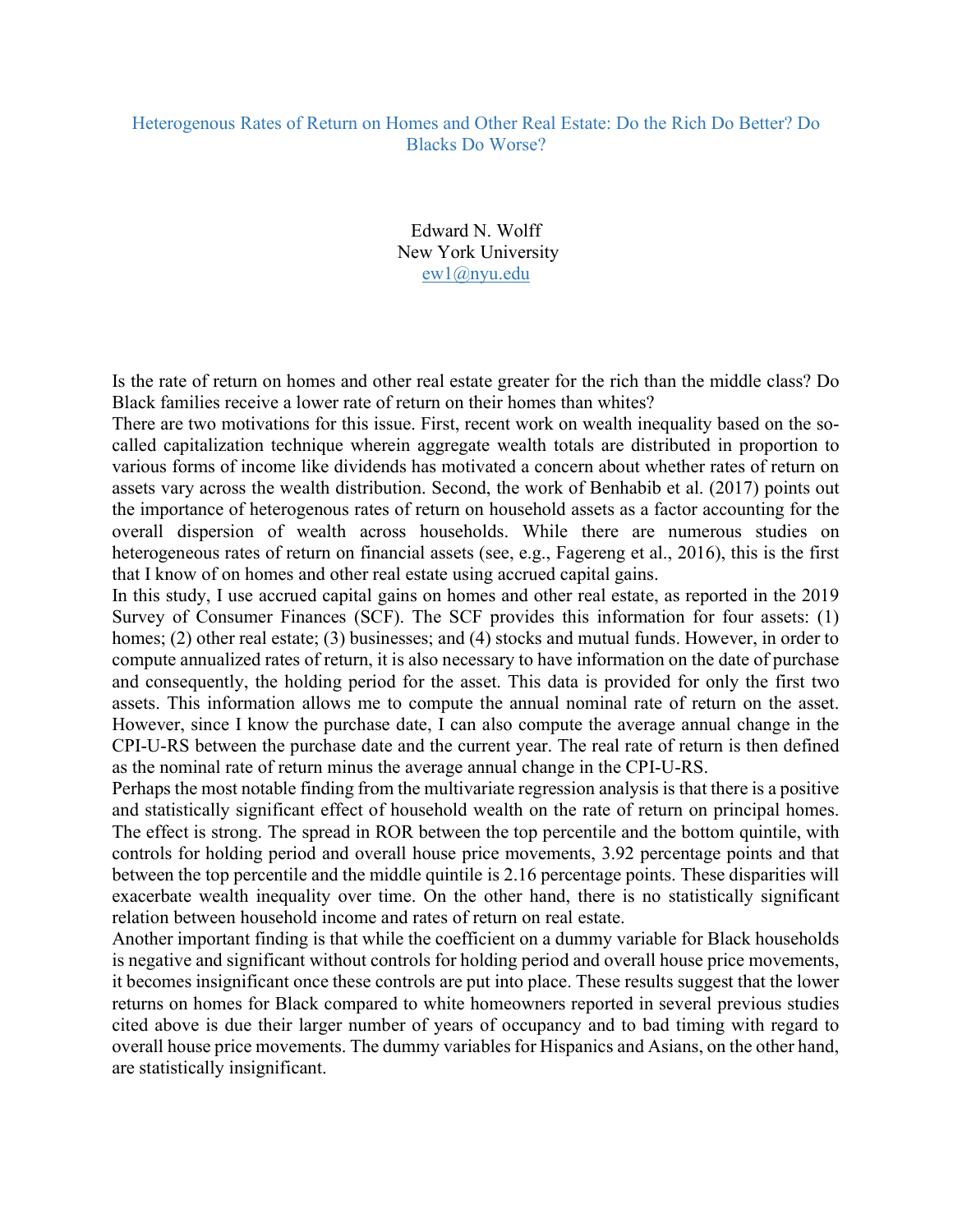# Heterogenous Rates of Return on Homes and Other Real Estate: Do the Rich Do Better? Do Blacks Do Worse?

Edward N. Wolff
New York University
ew1@nyu.edu

Is the rate of return on homes and other real estate greater for the rich than the middle class? Do Black families receive a lower rate of return on their homes than whites?

There are two motivations for this issue. First, recent work on wealth inequality based on the so-called capitalization technique wherein aggregate wealth totals are distributed in proportion to various forms of income like dividends has motivated a concern about whether rates of return on assets vary across the wealth distribution. Second, the work of Benhabib et al. (2017) points out the importance of heterogenous rates of return on household assets as a factor accounting for the overall dispersion of wealth across households. While there are numerous studies on heterogeneous rates of return on financial assets (see, e.g., Fagereng et al., 2016), this is the first that I know of on homes and other real estate using accrued capital gains.

In this study, I use accrued capital gains on homes and other real estate, as reported in the 2019 Survey of Consumer Finances (SCF). The SCF provides this information for four assets: (1) homes; (2) other real estate; (3) businesses; and (4) stocks and mutual funds. However, in order to compute annualized rates of return, it is also necessary to have information on the date of purchase and consequently, the holding period for the asset. This data is provided for only the first two assets. This information allows me to compute the annual nominal rate of return on the asset. However, since I know the purchase date, I can also compute the average annual change in the CPI-U-RS between the purchase date and the current year. The real rate of return is then defined as the nominal rate of return minus the average annual change in the CPI-U-RS.

Perhaps the most notable finding from the multivariate regression analysis is that there is a positive and statistically significant effect of household wealth on the rate of return on principal homes. The effect is strong. The spread in ROR between the top percentile and the bottom quintile, with controls for holding period and overall house price movements, 3.92 percentage points and that between the top percentile and the middle quintile is 2.16 percentage points. These disparities will exacerbate wealth inequality over time. On the other hand, there is no statistically significant relation between household income and rates of return on real estate.

Another important finding is that while the coefficient on a dummy variable for Black households is negative and significant without controls for holding period and overall house price movements, it becomes insignificant once these controls are put into place. These results suggest that the lower returns on homes for Black compared to white homeowners reported in several previous studies cited above is due their larger number of years of occupancy and to bad timing with regard to overall house price movements. The dummy variables for Hispanics and Asians, on the other hand, are statistically insignificant.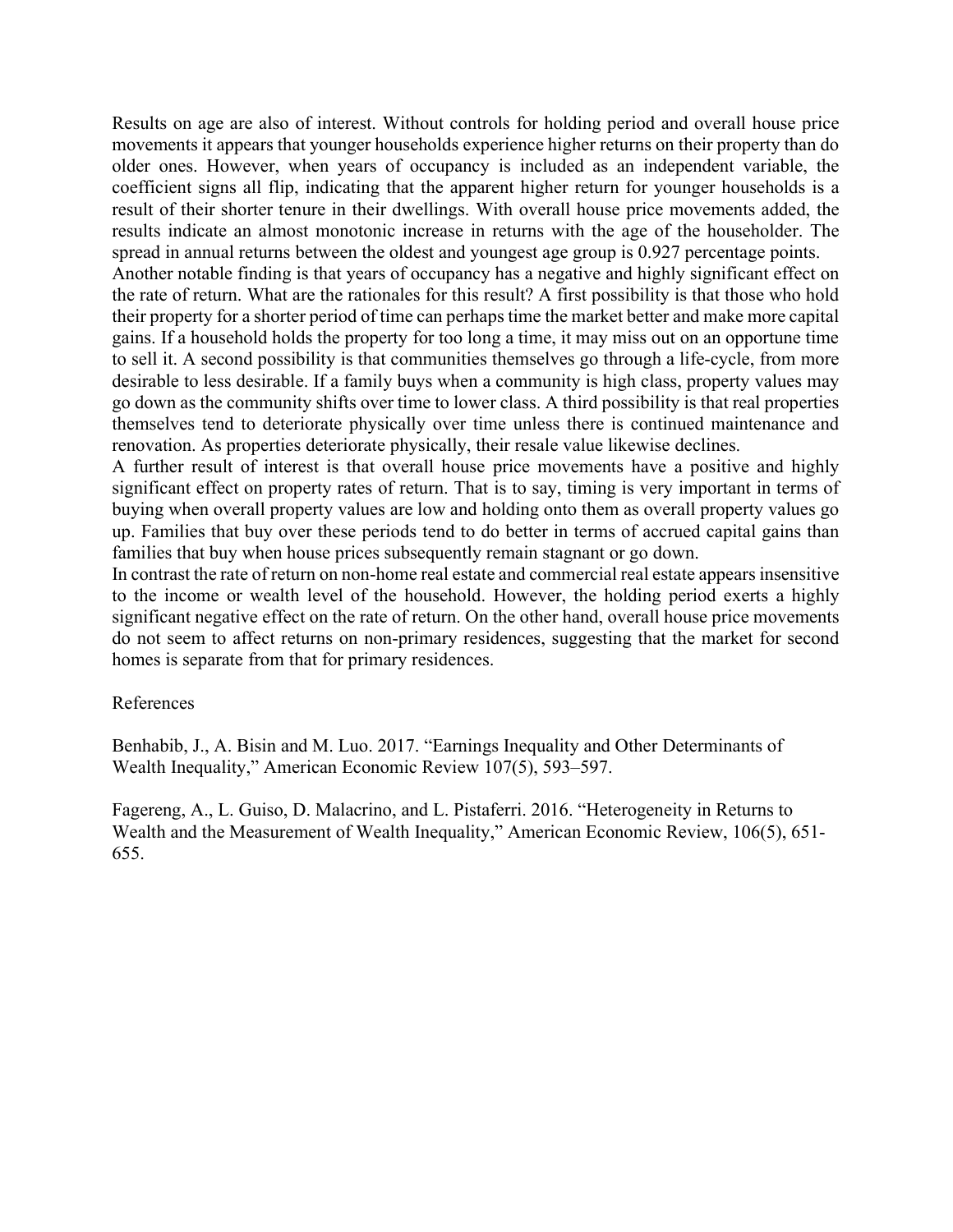Results on age are also of interest. Without controls for holding period and overall house price movements it appears that younger households experience higher returns on their property than do older ones. However, when years of occupancy is included as an independent variable, the coefficient signs all flip, indicating that the apparent higher return for younger households is a result of their shorter tenure in their dwellings. With overall house price movements added, the results indicate an almost monotonic increase in returns with the age of the householder. The spread in annual returns between the oldest and youngest age group is 0.927 percentage points.

Another notable finding is that years of occupancy has a negative and highly significant effect on the rate of return. What are the rationales for this result? A first possibility is that those who hold their property for a shorter period of time can perhaps time the market better and make more capital gains. If a household holds the property for too long a time, it may miss out on an opportune time to sell it. A second possibility is that communities themselves go through a life-cycle, from more desirable to less desirable. If a family buys when a community is high class, property values may go down as the community shifts over time to lower class. A third possibility is that real properties themselves tend to deteriorate physically over time unless there is continued maintenance and renovation. As properties deteriorate physically, their resale value likewise declines.

A further result of interest is that overall house price movements have a positive and highly significant effect on property rates of return. That is to say, timing is very important in terms of buying when overall property values are low and holding onto them as overall property values go up. Families that buy over these periods tend to do better in terms of accrued capital gains than families that buy when house prices subsequently remain stagnant or go down.

In contrast the rate of return on non-home real estate and commercial real estate appears insensitive to the income or wealth level of the household. However, the holding period exerts a highly significant negative effect on the rate of return. On the other hand, overall house price movements do not seem to affect returns on non-primary residences, suggesting that the market for second homes is separate from that for primary residences.

References

Benhabib, J., A. Bisin and M. Luo. 2017. "Earnings Inequality and Other Determinants of Wealth Inequality," American Economic Review 107(5), 593–597.

Fagereng, A., L. Guiso, D. Malacrino, and L. Pistaferri. 2016. "Heterogeneity in Returns to Wealth and the Measurement of Wealth Inequality," American Economic Review, 106(5), 651-655.